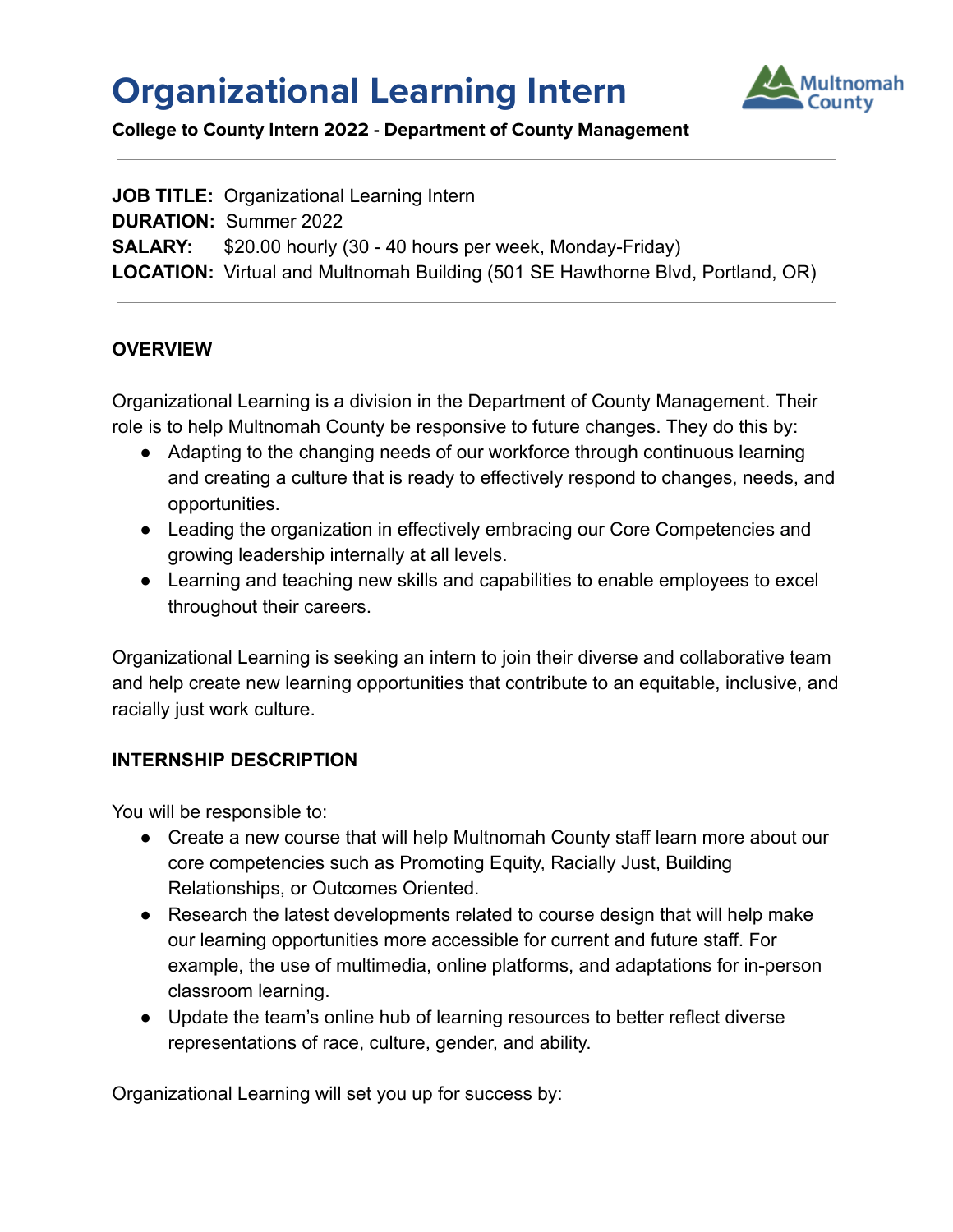# Organizational Learning Intern

**College to County Intern 2022 - Department of County Management**

---

**JOB TITLE:** Organizational Learning Intern
**DURATION:** Summer 2022
**SALARY:** $20.00 hourly (30 - 40 hours per week, Monday-Friday)
**LOCATION:** Virtual and Multnomah Building (501 SE Hawthorne Blvd, Portland, OR)

---

## OVERVIEW

Organizational Learning is a division in the Department of County Management. Their role is to help Multnomah County be responsive to future changes. They do this by:

- Adapting to the changing needs of our workforce through continuous learning and creating a culture that is ready to effectively respond to changes, needs, and opportunities.
- Leading the organization in effectively embracing our Core Competencies and growing leadership internally at all levels.
- Learning and teaching new skills and capabilities to enable employees to excel throughout their careers.

Organizational Learning is seeking an intern to join their diverse and collaborative team and help create new learning opportunities that contribute to an equitable, inclusive, and racially just work culture.

## INTERNSHIP DESCRIPTION

You will be responsible to:

- Create a new course that will help Multnomah County staff learn more about our core competencies such as Promoting Equity, Racially Just, Building Relationships, or Outcomes Oriented.
- Research the latest developments related to course design that will help make our learning opportunities more accessible for current and future staff. For example, the use of multimedia, online platforms, and adaptations for in-person classroom learning.
- Update the team's online hub of learning resources to better reflect diverse representations of race, culture, gender, and ability.

Organizational Learning will set you up for success by: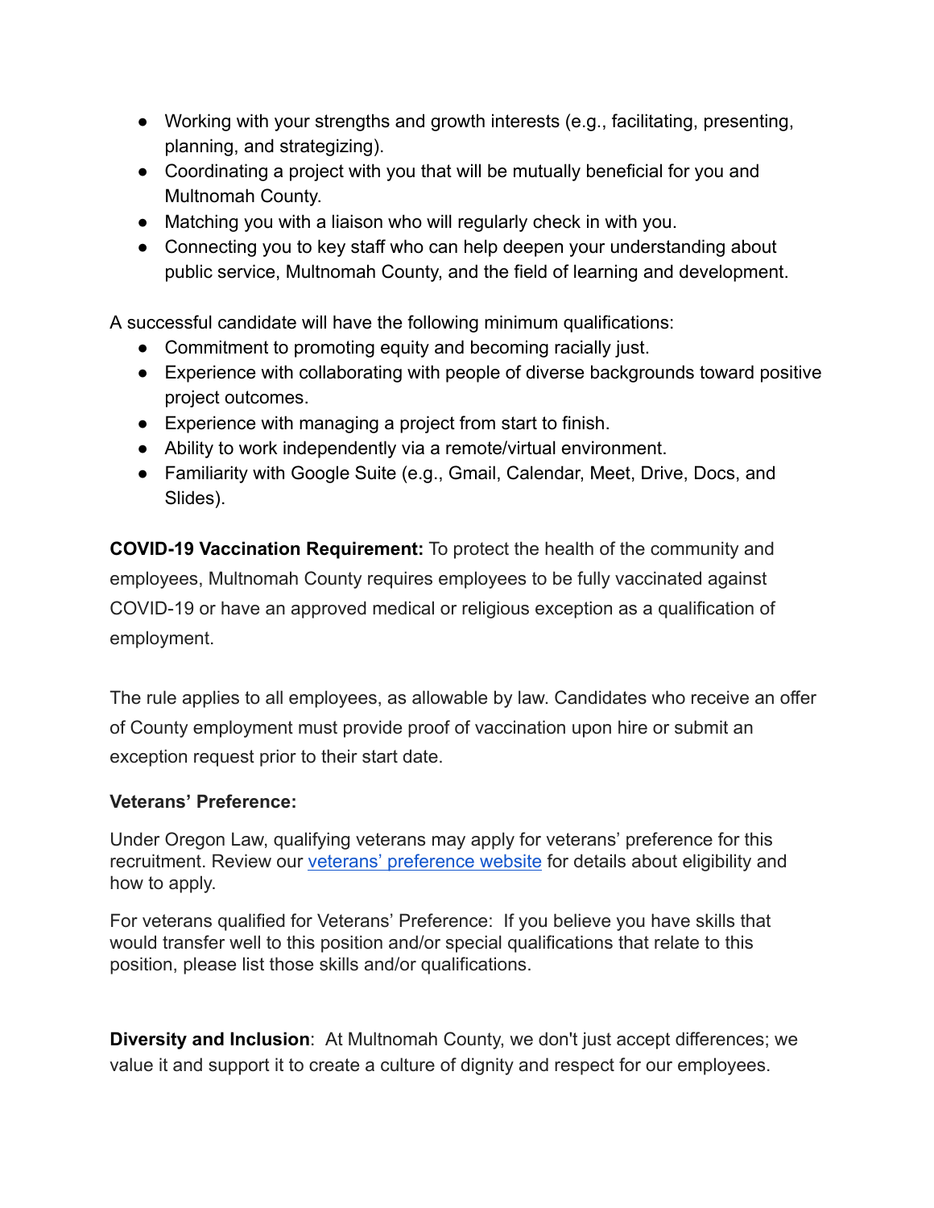- Working with your strengths and growth interests (e.g., facilitating, presenting, planning, and strategizing).
- Coordinating a project with you that will be mutually beneficial for you and Multnomah County.
- Matching you with a liaison who will regularly check in with you.
- Connecting you to key staff who can help deepen your understanding about public service, Multnomah County, and the field of learning and development.

A successful candidate will have the following minimum qualifications:

- Commitment to promoting equity and becoming racially just.
- Experience with collaborating with people of diverse backgrounds toward positive project outcomes.
- Experience with managing a project from start to finish.
- Ability to work independently via a remote/virtual environment.
- Familiarity with Google Suite (e.g., Gmail, Calendar, Meet, Drive, Docs, and Slides).

**COVID-19 Vaccination Requirement:** To protect the health of the community and employees, Multnomah County requires employees to be fully vaccinated against COVID-19 or have an approved medical or religious exception as a qualification of employment.

The rule applies to all employees, as allowable by law. Candidates who receive an offer of County employment must provide proof of vaccination upon hire or submit an exception request prior to their start date.

**Veterans' Preference:**

Under Oregon Law, qualifying veterans may apply for veterans' preference for this recruitment. Review our veterans' preference website for details about eligibility and how to apply.

For veterans qualified for Veterans' Preference: If you believe you have skills that would transfer well to this position and/or special qualifications that relate to this position, please list those skills and/or qualifications.

**Diversity and Inclusion**: At Multnomah County, we don't just accept differences; we value it and support it to create a culture of dignity and respect for our employees.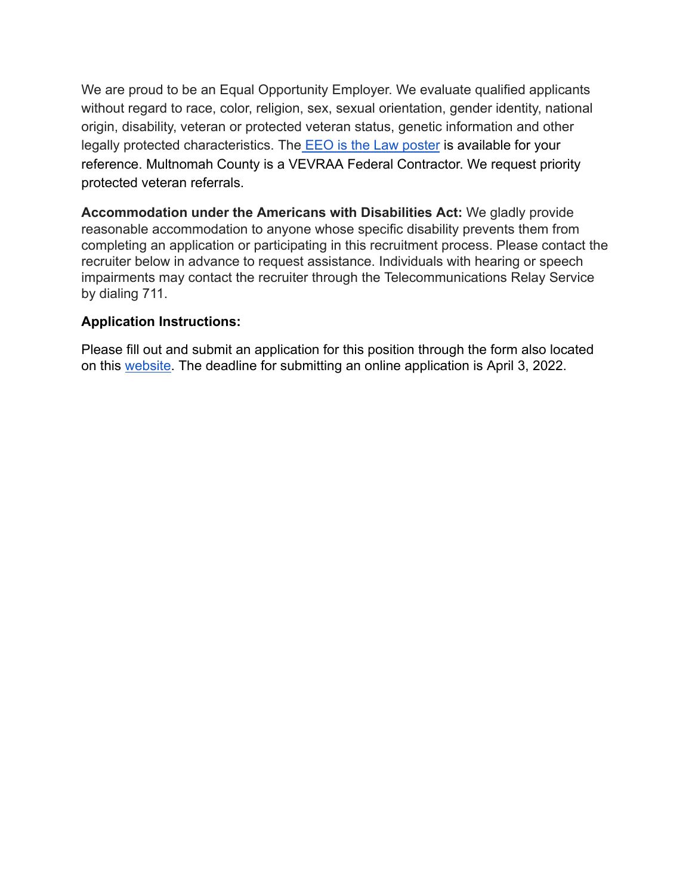We are proud to be an Equal Opportunity Employer. We evaluate qualified applicants without regard to race, color, religion, sex, sexual orientation, gender identity, national origin, disability, veteran or protected veteran status, genetic information and other legally protected characteristics. The EEO is the Law poster is available for your reference. Multnomah County is a VEVRAA Federal Contractor. We request priority protected veteran referrals.

**Accommodation under the Americans with Disabilities Act:** We gladly provide reasonable accommodation to anyone whose specific disability prevents them from completing an application or participating in this recruitment process. Please contact the recruiter below in advance to request assistance. Individuals with hearing or speech impairments may contact the recruiter through the Telecommunications Relay Service by dialing 711.

**Application Instructions:**

Please fill out and submit an application for this position through the form also located on this website. The deadline for submitting an online application is April 3, 2022.